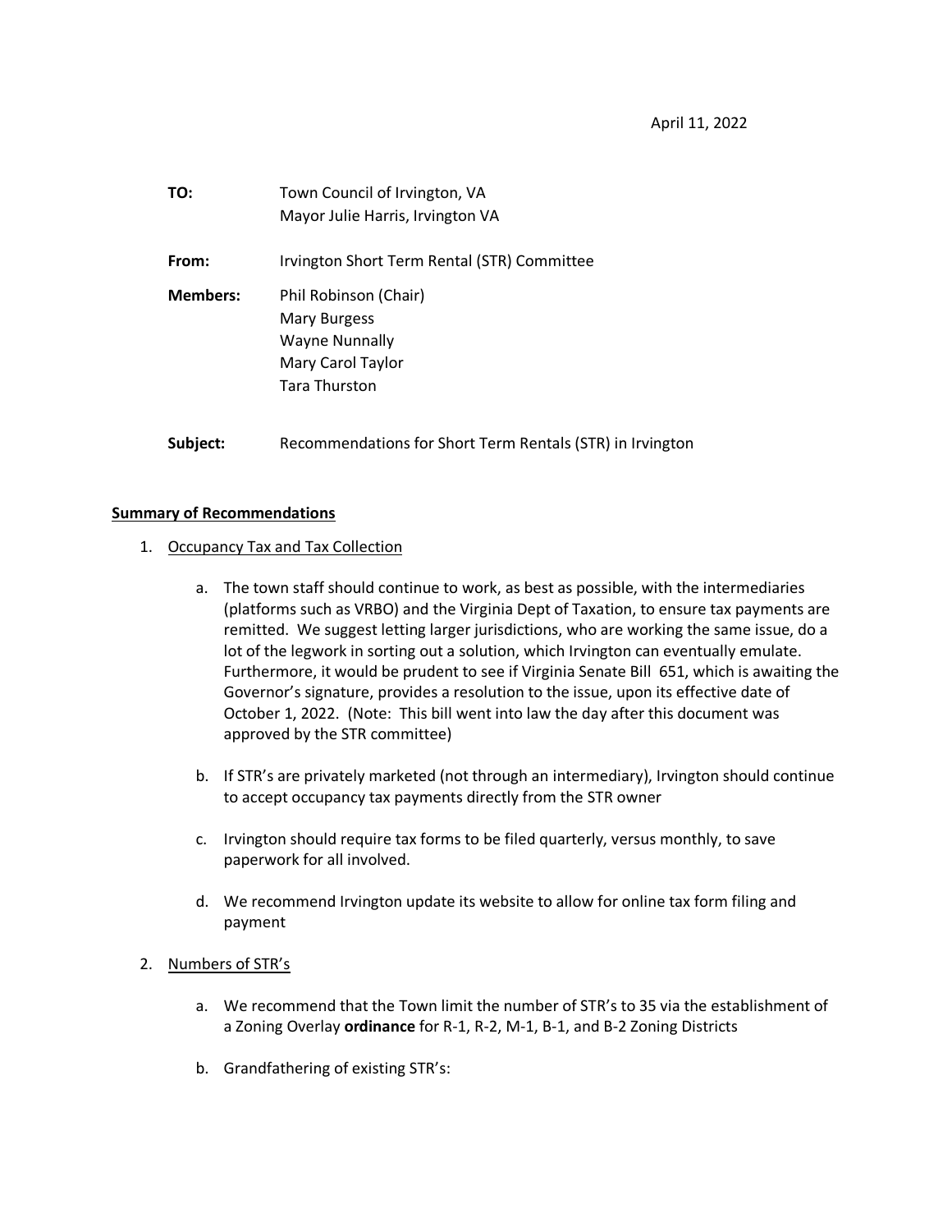April 11, 2022

**TO:** Town Council of Irvington, VA
Mayor Julie Harris, Irvington VA

**From:** Irvington Short Term Rental (STR) Committee

**Members:** Phil Robinson (Chair)
Mary Burgess
Wayne Nunnally
Mary Carol Taylor
Tara Thurston

**Subject:** Recommendations for Short Term Rentals (STR) in Irvington

**Summary of Recommendations**

1. Occupancy Tax and Tax Collection

    a. The town staff should continue to work, as best as possible, with the intermediaries (platforms such as VRBO) and the Virginia Dept of Taxation, to ensure tax payments are remitted. We suggest letting larger jurisdictions, who are working the same issue, do a lot of the legwork in sorting out a solution, which Irvington can eventually emulate. Furthermore, it would be prudent to see if Virginia Senate Bill 651, which is awaiting the Governor's signature, provides a resolution to the issue, upon its effective date of October 1, 2022. (Note: This bill went into law the day after this document was approved by the STR committee)

    b. If STR's are privately marketed (not through an intermediary), Irvington should continue to accept occupancy tax payments directly from the STR owner

    c. Irvington should require tax forms to be filed quarterly, versus monthly, to save paperwork for all involved.

    d. We recommend Irvington update its website to allow for online tax form filing and payment

2. Numbers of STR's

    a. We recommend that the Town limit the number of STR's to 35 via the establishment of a Zoning Overlay **ordinance** for R-1, R-2, M-1, B-1, and B-2 Zoning Districts

    b. Grandfathering of existing STR's: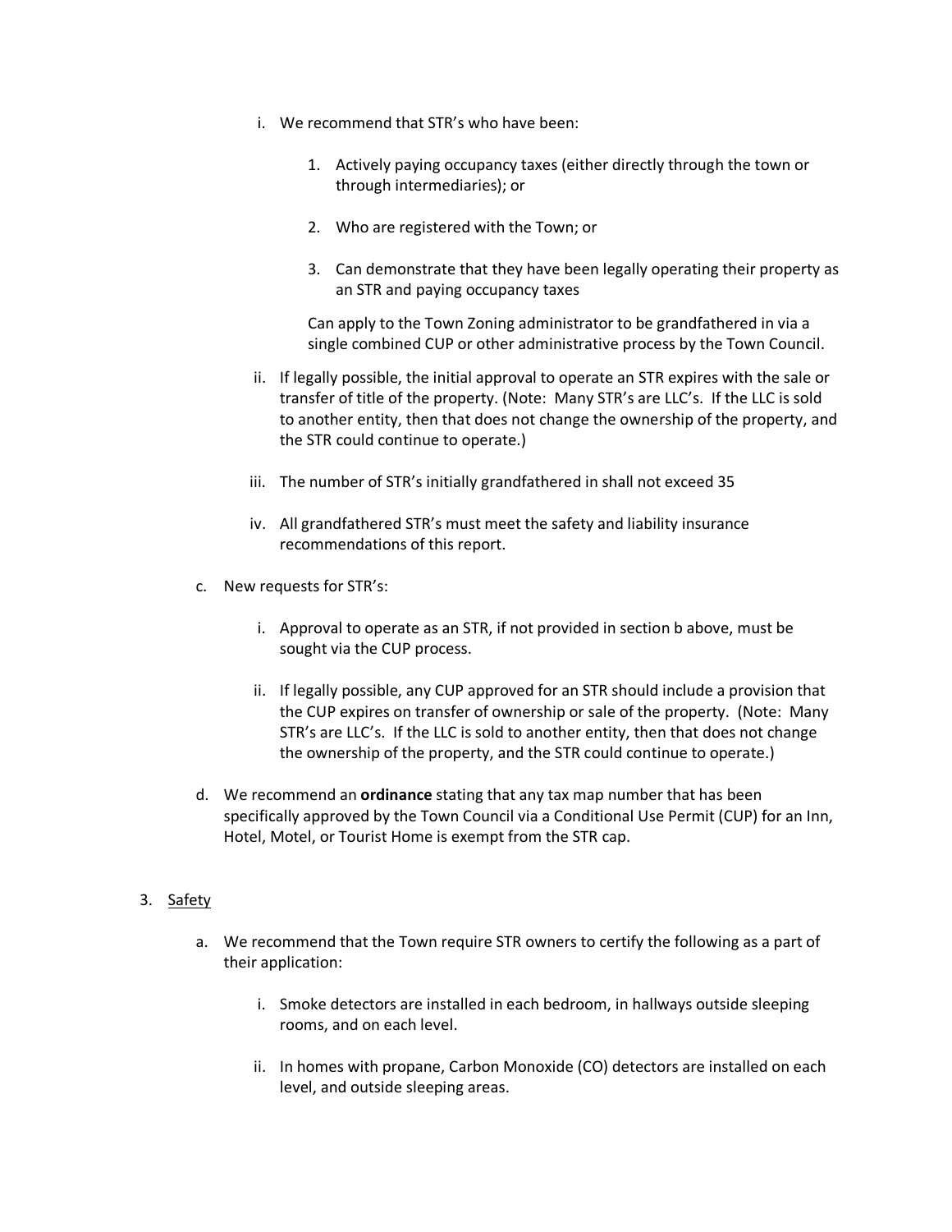i. We recommend that STR's who have been:

      1. Actively paying occupancy taxes (either directly through the town or through intermediaries); or

      2. Who are registered with the Town; or

      3. Can demonstrate that they have been legally operating their property as an STR and paying occupancy taxes

      Can apply to the Town Zoning administrator to be grandfathered in via a single combined CUP or other administrative process by the Town Council.

   ii. If legally possible, the initial approval to operate an STR expires with the sale or transfer of title of the property. (Note: Many STR's are LLC's. If the LLC is sold to another entity, then that does not change the ownership of the property, and the STR could continue to operate.)

   iii. The number of STR's initially grandfathered in shall not exceed 35

   iv. All grandfathered STR's must meet the safety and liability insurance recommendations of this report.

c. New requests for STR's:

   i. Approval to operate as an STR, if not provided in section b above, must be sought via the CUP process.

   ii. If legally possible, any CUP approved for an STR should include a provision that the CUP expires on transfer of ownership or sale of the property. (Note: Many STR's are LLC's. If the LLC is sold to another entity, then that does not change the ownership of the property, and the STR could continue to operate.)

d. We recommend an **ordinance** stating that any tax map number that has been specifically approved by the Town Council via a Conditional Use Permit (CUP) for an Inn, Hotel, Motel, or Tourist Home is exempt from the STR cap.

3. Safety

   a. We recommend that the Town require STR owners to certify the following as a part of their application:

      i. Smoke detectors are installed in each bedroom, in hallways outside sleeping rooms, and on each level.

      ii. In homes with propane, Carbon Monoxide (CO) detectors are installed on each level, and outside sleeping areas.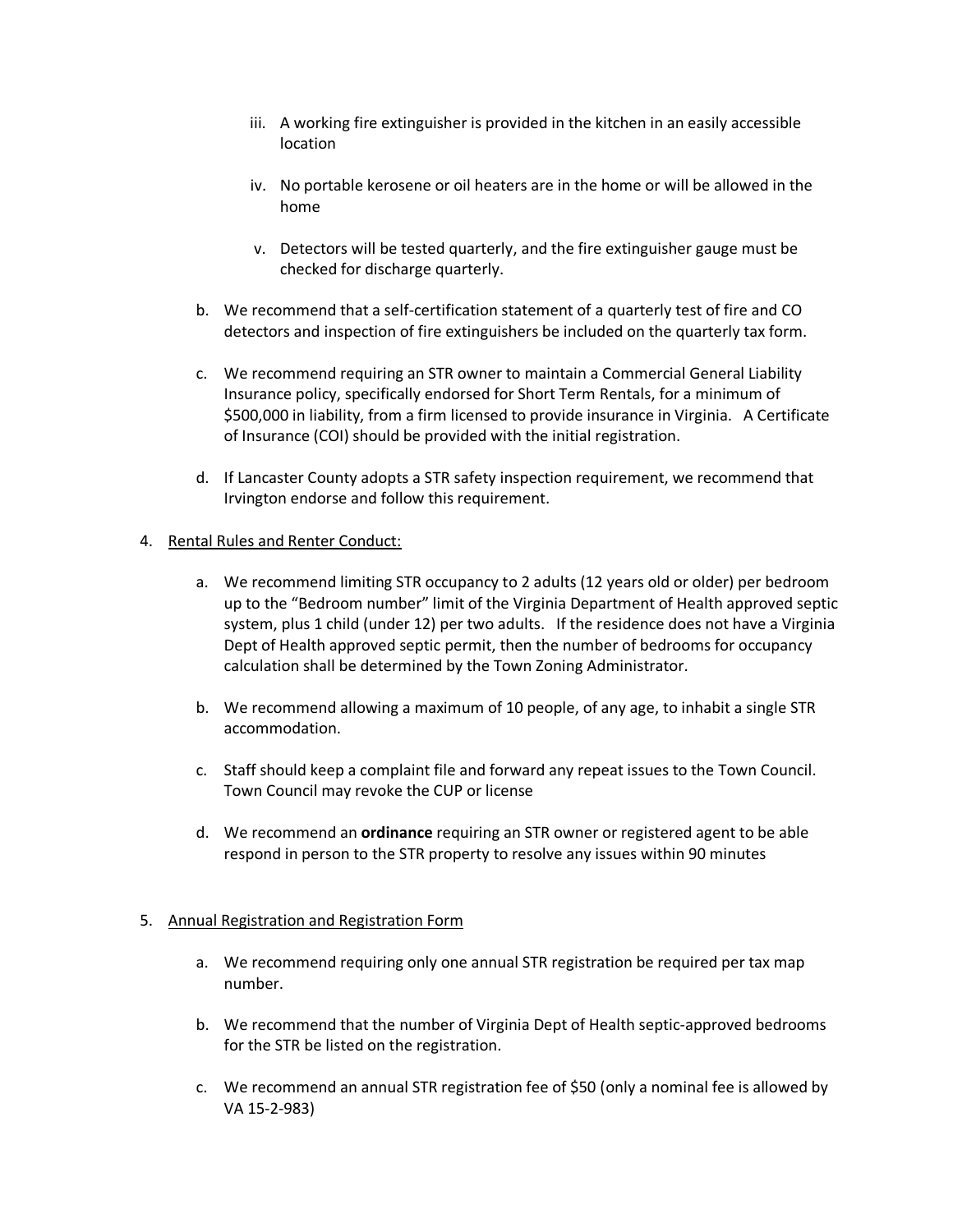iii. A working fire extinguisher is provided in the kitchen in an easily accessible location

iv. No portable kerosene or oil heaters are in the home or will be allowed in the home

v. Detectors will be tested quarterly, and the fire extinguisher gauge must be checked for discharge quarterly.

b. We recommend that a self-certification statement of a quarterly test of fire and CO detectors and inspection of fire extinguishers be included on the quarterly tax form.

c. We recommend requiring an STR owner to maintain a Commercial General Liability Insurance policy, specifically endorsed for Short Term Rentals, for a minimum of $500,000 in liability, from a firm licensed to provide insurance in Virginia. A Certificate of Insurance (COI) should be provided with the initial registration.

d. If Lancaster County adopts a STR safety inspection requirement, we recommend that Irvington endorse and follow this requirement.

4. <u>Rental Rules and Renter Conduct:</u>

   a. We recommend limiting STR occupancy to 2 adults (12 years old or older) per bedroom up to the "Bedroom number" limit of the Virginia Department of Health approved septic system, plus 1 child (under 12) per two adults. If the residence does not have a Virginia Dept of Health approved septic permit, then the number of bedrooms for occupancy calculation shall be determined by the Town Zoning Administrator.

   b. We recommend allowing a maximum of 10 people, of any age, to inhabit a single STR accommodation.

   c. Staff should keep a complaint file and forward any repeat issues to the Town Council. Town Council may revoke the CUP or license

   d. We recommend an **ordinance** requiring an STR owner or registered agent to be able respond in person to the STR property to resolve any issues within 90 minutes

5. <u>Annual Registration and Registration Form</u>

   a. We recommend requiring only one annual STR registration be required per tax map number.

   b. We recommend that the number of Virginia Dept of Health septic-approved bedrooms for the STR be listed on the registration.

   c. We recommend an annual STR registration fee of $50 (only a nominal fee is allowed by VA 15-2-983)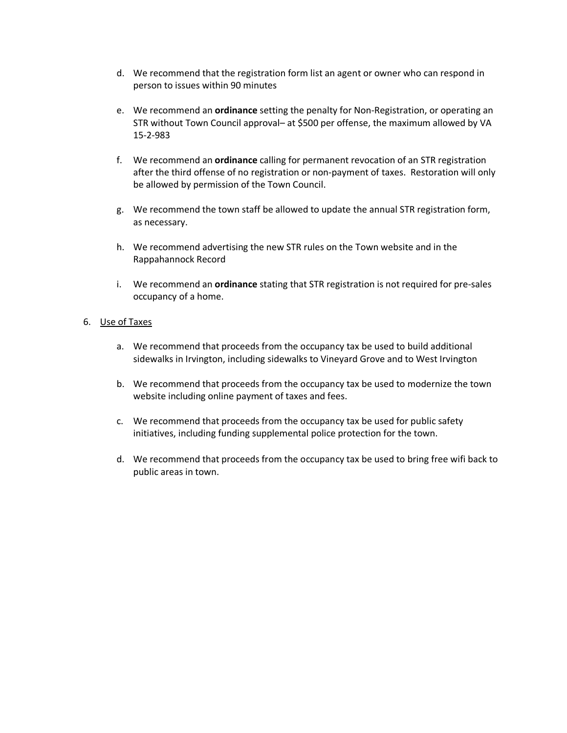d. We recommend that the registration form list an agent or owner who can respond in person to issues within 90 minutes

e. We recommend an **ordinance** setting the penalty for Non-Registration, or operating an STR without Town Council approval– at $500 per offense, the maximum allowed by VA 15-2-983

f. We recommend an **ordinance** calling for permanent revocation of an STR registration after the third offense of no registration or non-payment of taxes. Restoration will only be allowed by permission of the Town Council.

g. We recommend the town staff be allowed to update the annual STR registration form, as necessary.

h. We recommend advertising the new STR rules on the Town website and in the Rappahannock Record

i. We recommend an **ordinance** stating that STR registration is not required for pre-sales occupancy of a home.

6. <u>Use of Taxes</u>

   a. We recommend that proceeds from the occupancy tax be used to build additional sidewalks in Irvington, including sidewalks to Vineyard Grove and to West Irvington

   b. We recommend that proceeds from the occupancy tax be used to modernize the town website including online payment of taxes and fees.

   c. We recommend that proceeds from the occupancy tax be used for public safety initiatives, including funding supplemental police protection for the town.

   d. We recommend that proceeds from the occupancy tax be used to bring free wifi back to public areas in town.